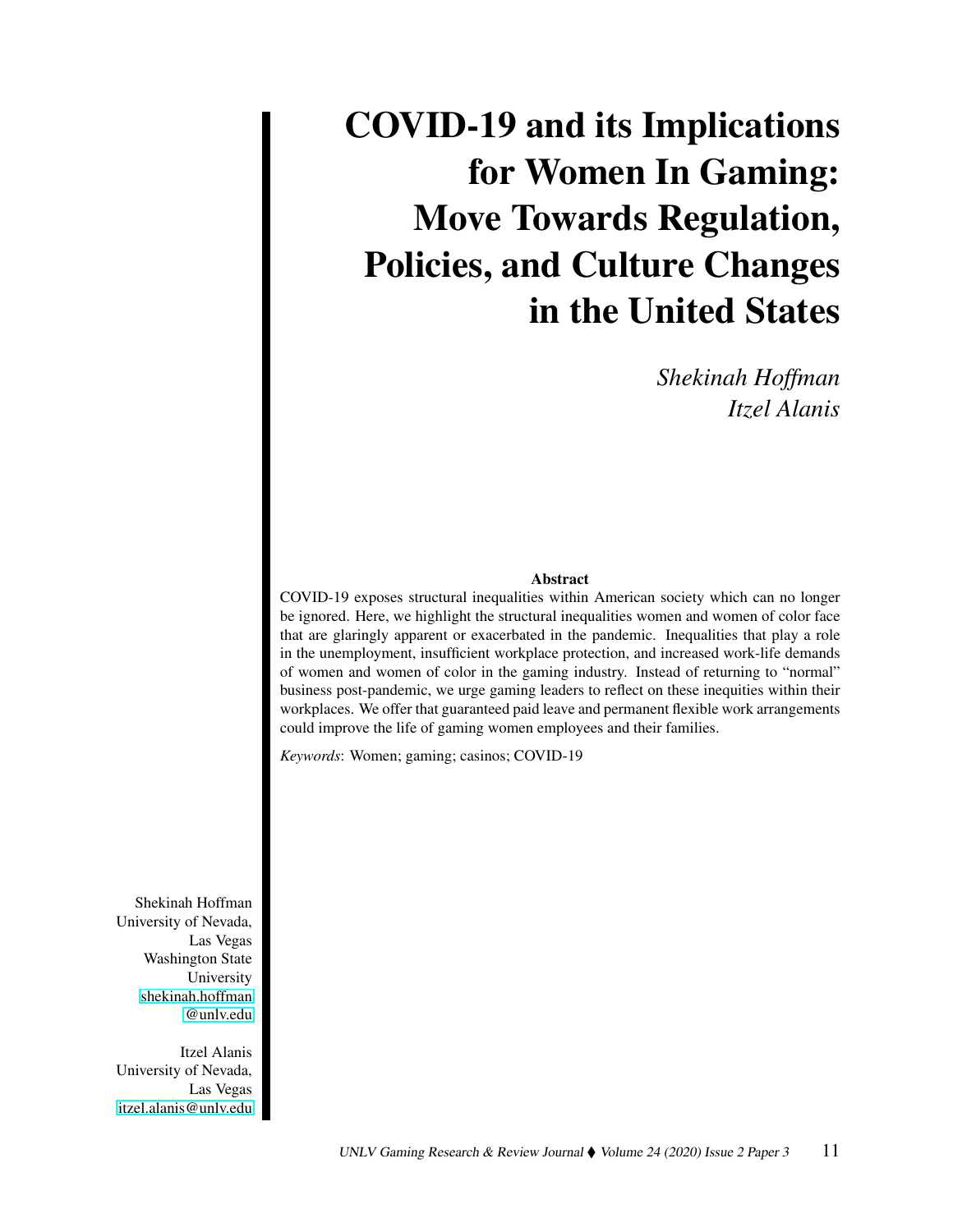# COVID-19 and its Implications for Women In Gaming: Move Towards Regulation, Policies, and Culture Changes in the United States

*Shekinah Hoffman*
*Itzel Alanis*

**Abstract**

COVID-19 exposes structural inequalities within American society which can no longer be ignored. Here, we highlight the structural inequalities women and women of color face that are glaringly apparent or exacerbated in the pandemic. Inequalities that play a role in the unemployment, insufficient workplace protection, and increased work-life demands of women and women of color in the gaming industry. Instead of returning to "normal" business post-pandemic, we urge gaming leaders to reflect on these inequities within their workplaces. We offer that guaranteed paid leave and permanent flexible work arrangements could improve the life of gaming women employees and their families.

*Keywords*: Women; gaming; casinos; COVID-19

Shekinah Hoffman
University of Nevada, Las Vegas
Washington State University
shekinah.hoffman@unlv.edu

Itzel Alanis
University of Nevada, Las Vegas
itzel.alanis@unlv.edu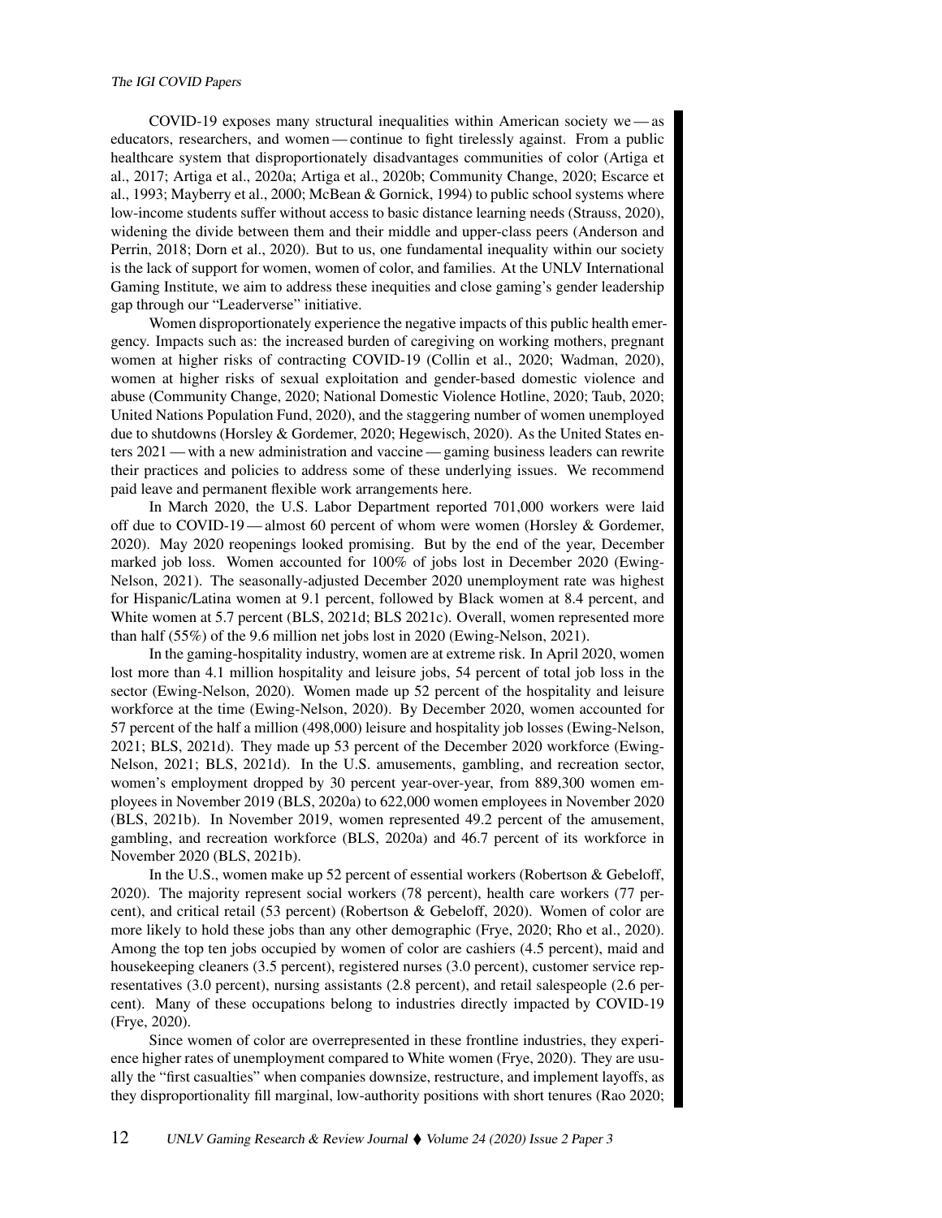COVID-19 exposes many structural inequalities within American society we — as educators, researchers, and women — continue to fight tirelessly against. From a public healthcare system that disproportionately disadvantages communities of color (Artiga et al., 2017; Artiga et al., 2020a; Artiga et al., 2020b; Community Change, 2020; Escarce et al., 1993; Mayberry et al., 2000; McBean & Gornick, 1994) to public school systems where low-income students suffer without access to basic distance learning needs (Strauss, 2020), widening the divide between them and their middle and upper-class peers (Anderson and Perrin, 2018; Dorn et al., 2020). But to us, one fundamental inequality within our society is the lack of support for women, women of color, and families. At the UNLV International Gaming Institute, we aim to address these inequities and close gaming's gender leadership gap through our "Leaderverse" initiative.

Women disproportionately experience the negative impacts of this public health emergency. Impacts such as: the increased burden of caregiving on working mothers, pregnant women at higher risks of contracting COVID-19 (Collin et al., 2020; Wadman, 2020), women at higher risks of sexual exploitation and gender-based domestic violence and abuse (Community Change, 2020; National Domestic Violence Hotline, 2020; Taub, 2020; United Nations Population Fund, 2020), and the staggering number of women unemployed due to shutdowns (Horsley & Gordemer, 2020; Hegewisch, 2020). As the United States enters 2021 — with a new administration and vaccine — gaming business leaders can rewrite their practices and policies to address some of these underlying issues. We recommend paid leave and permanent flexible work arrangements here.

In March 2020, the U.S. Labor Department reported 701,000 workers were laid off due to COVID-19 — almost 60 percent of whom were women (Horsley & Gordemer, 2020). May 2020 reopenings looked promising. But by the end of the year, December marked job loss. Women accounted for 100% of jobs lost in December 2020 (Ewing-Nelson, 2021). The seasonally-adjusted December 2020 unemployment rate was highest for Hispanic/Latina women at 9.1 percent, followed by Black women at 8.4 percent, and White women at 5.7 percent (BLS, 2021d; BLS 2021c). Overall, women represented more than half (55%) of the 9.6 million net jobs lost in 2020 (Ewing-Nelson, 2021).

In the gaming-hospitality industry, women are at extreme risk. In April 2020, women lost more than 4.1 million hospitality and leisure jobs, 54 percent of total job loss in the sector (Ewing-Nelson, 2020). Women made up 52 percent of the hospitality and leisure workforce at the time (Ewing-Nelson, 2020). By December 2020, women accounted for 57 percent of the half a million (498,000) leisure and hospitality job losses (Ewing-Nelson, 2021; BLS, 2021d). They made up 53 percent of the December 2020 workforce (Ewing-Nelson, 2021; BLS, 2021d). In the U.S. amusements, gambling, and recreation sector, women's employment dropped by 30 percent year-over-year, from 889,300 women employees in November 2019 (BLS, 2020a) to 622,000 women employees in November 2020 (BLS, 2021b). In November 2019, women represented 49.2 percent of the amusement, gambling, and recreation workforce (BLS, 2020a) and 46.7 percent of its workforce in November 2020 (BLS, 2021b).

In the U.S., women make up 52 percent of essential workers (Robertson & Gebeloff, 2020). The majority represent social workers (78 percent), health care workers (77 percent), and critical retail (53 percent) (Robertson & Gebeloff, 2020). Women of color are more likely to hold these jobs than any other demographic (Frye, 2020; Rho et al., 2020). Among the top ten jobs occupied by women of color are cashiers (4.5 percent), maid and housekeeping cleaners (3.5 percent), registered nurses (3.0 percent), customer service representatives (3.0 percent), nursing assistants (2.8 percent), and retail salespeople (2.6 percent). Many of these occupations belong to industries directly impacted by COVID-19 (Frye, 2020).

Since women of color are overrepresented in these frontline industries, they experience higher rates of unemployment compared to White women (Frye, 2020). They are usually the "first casualties" when companies downsize, restructure, and implement layoffs, as they disproportionality fill marginal, low-authority positions with short tenures (Rao 2020;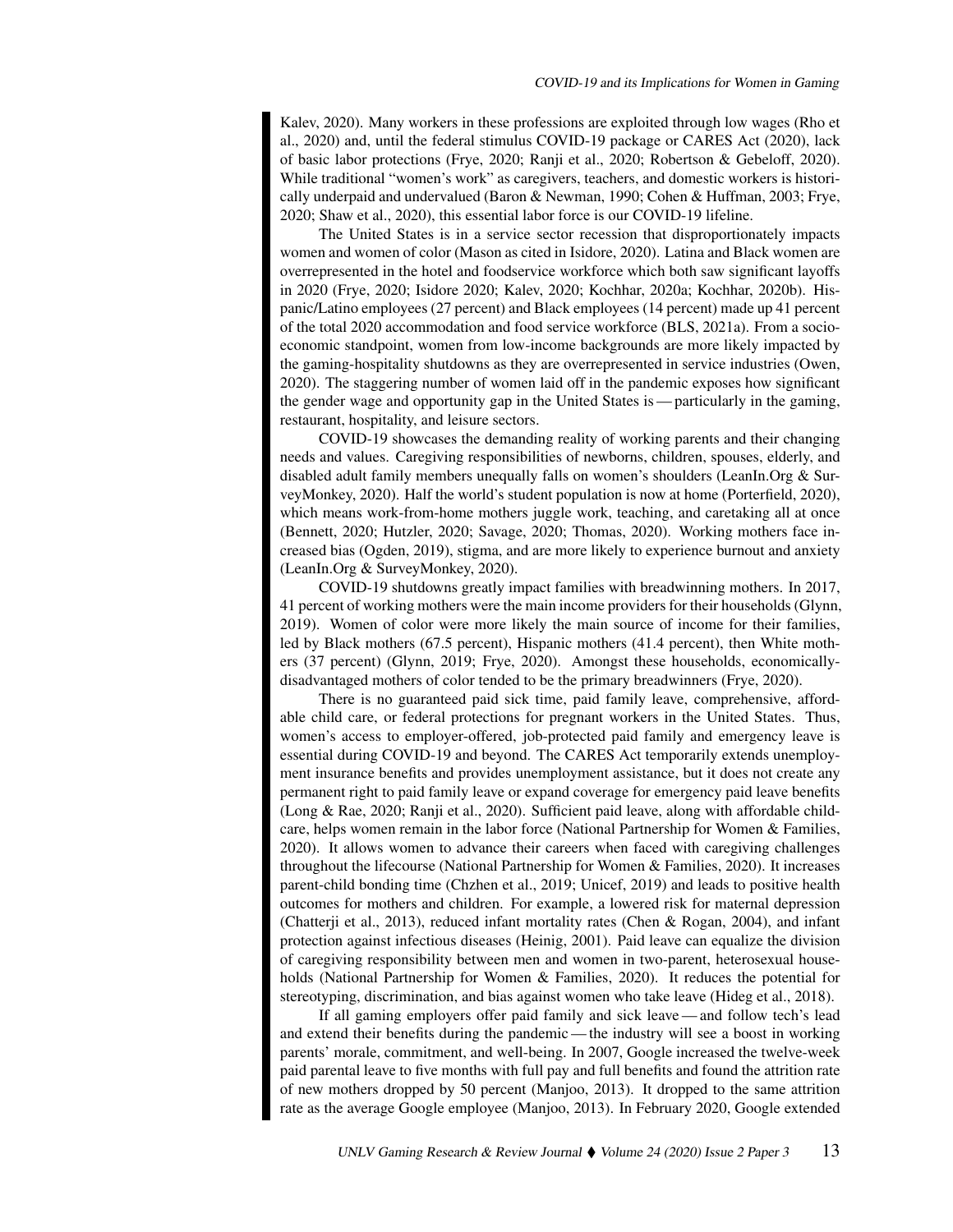Kalev, 2020). Many workers in these professions are exploited through low wages (Rho et al., 2020) and, until the federal stimulus COVID-19 package or CARES Act (2020), lack of basic labor protections (Frye, 2020; Ranji et al., 2020; Robertson & Gebeloff, 2020). While traditional "women's work" as caregivers, teachers, and domestic workers is historically underpaid and undervalued (Baron & Newman, 1990; Cohen & Huffman, 2003; Frye, 2020; Shaw et al., 2020), this essential labor force is our COVID-19 lifeline.

The United States is in a service sector recession that disproportionately impacts women and women of color (Mason as cited in Isidore, 2020). Latina and Black women are overrepresented in the hotel and foodservice workforce which both saw significant layoffs in 2020 (Frye, 2020; Isidore 2020; Kalev, 2020; Kochhar, 2020a; Kochhar, 2020b). Hispanic/Latino employees (27 percent) and Black employees (14 percent) made up 41 percent of the total 2020 accommodation and food service workforce (BLS, 2021a). From a socioeconomic standpoint, women from low-income backgrounds are more likely impacted by the gaming-hospitality shutdowns as they are overrepresented in service industries (Owen, 2020). The staggering number of women laid off in the pandemic exposes how significant the gender wage and opportunity gap in the United States is — particularly in the gaming, restaurant, hospitality, and leisure sectors.

COVID-19 showcases the demanding reality of working parents and their changing needs and values. Caregiving responsibilities of newborns, children, spouses, elderly, and disabled adult family members unequally falls on women's shoulders (LeanIn.Org & SurveyMonkey, 2020). Half the world's student population is now at home (Porterfield, 2020), which means work-from-home mothers juggle work, teaching, and caretaking all at once (Bennett, 2020; Hutzler, 2020; Savage, 2020; Thomas, 2020). Working mothers face increased bias (Ogden, 2019), stigma, and are more likely to experience burnout and anxiety (LeanIn.Org & SurveyMonkey, 2020).

COVID-19 shutdowns greatly impact families with breadwinning mothers. In 2017, 41 percent of working mothers were the main income providers for their households (Glynn, 2019). Women of color were more likely the main source of income for their families, led by Black mothers (67.5 percent), Hispanic mothers (41.4 percent), then White mothers (37 percent) (Glynn, 2019; Frye, 2020). Amongst these households, economically-disadvantaged mothers of color tended to be the primary breadwinners (Frye, 2020).

There is no guaranteed paid sick time, paid family leave, comprehensive, affordable child care, or federal protections for pregnant workers in the United States. Thus, women's access to employer-offered, job-protected paid family and emergency leave is essential during COVID-19 and beyond. The CARES Act temporarily extends unemployment insurance benefits and provides unemployment assistance, but it does not create any permanent right to paid family leave or expand coverage for emergency paid leave benefits (Long & Rae, 2020; Ranji et al., 2020). Sufficient paid leave, along with affordable childcare, helps women remain in the labor force (National Partnership for Women & Families, 2020). It allows women to advance their careers when faced with caregiving challenges throughout the lifecourse (National Partnership for Women & Families, 2020). It increases parent-child bonding time (Chzhen et al., 2019; Unicef, 2019) and leads to positive health outcomes for mothers and children. For example, a lowered risk for maternal depression (Chatterji et al., 2013), reduced infant mortality rates (Chen & Rogan, 2004), and infant protection against infectious diseases (Heinig, 2001). Paid leave can equalize the division of caregiving responsibility between men and women in two-parent, heterosexual households (National Partnership for Women & Families, 2020). It reduces the potential for stereotyping, discrimination, and bias against women who take leave (Hideg et al., 2018).

If all gaming employers offer paid family and sick leave — and follow tech's lead and extend their benefits during the pandemic — the industry will see a boost in working parents' morale, commitment, and well-being. In 2007, Google increased the twelve-week paid parental leave to five months with full pay and full benefits and found the attrition rate of new mothers dropped by 50 percent (Manjoo, 2013). It dropped to the same attrition rate as the average Google employee (Manjoo, 2013). In February 2020, Google extended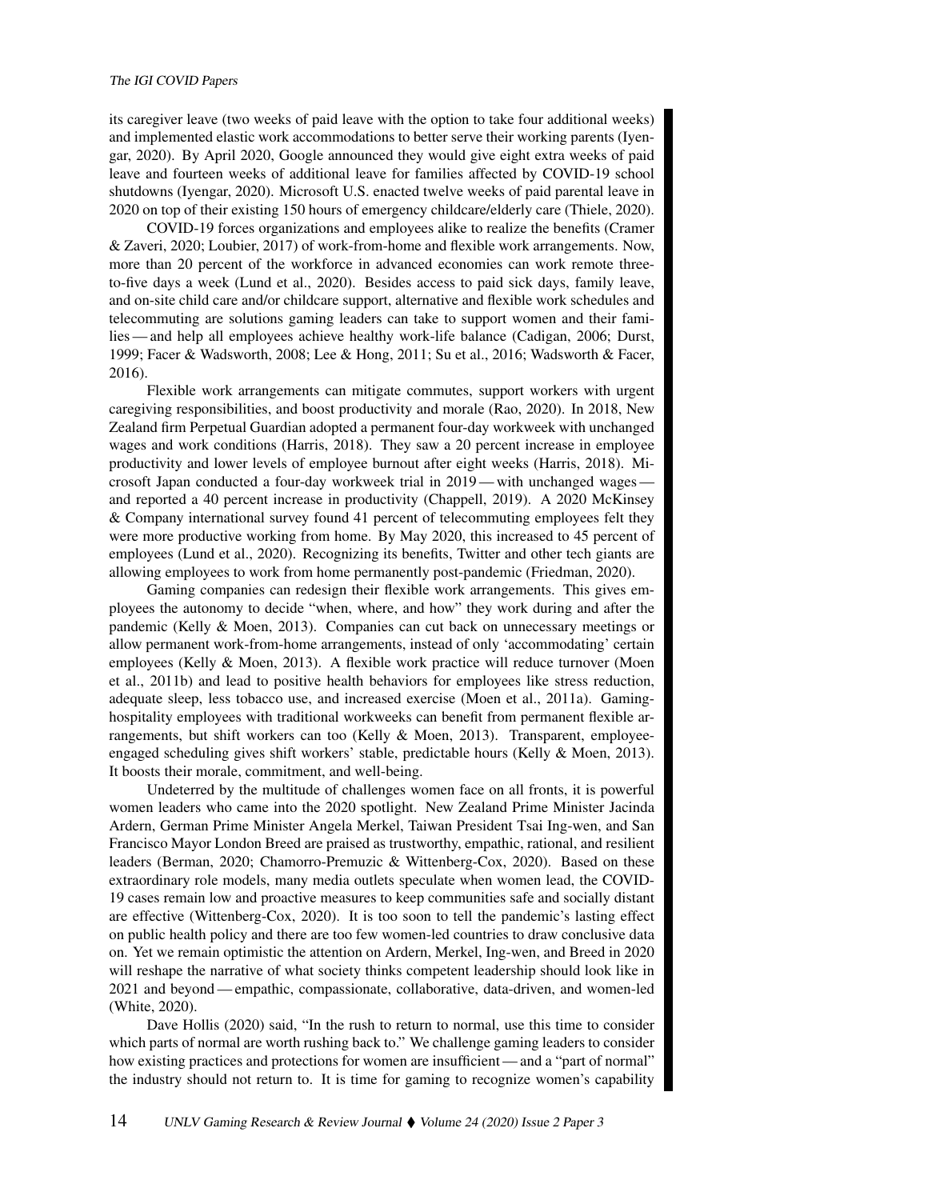its caregiver leave (two weeks of paid leave with the option to take four additional weeks) and implemented elastic work accommodations to better serve their working parents (Iyengar, 2020). By April 2020, Google announced they would give eight extra weeks of paid leave and fourteen weeks of additional leave for families affected by COVID-19 school shutdowns (Iyengar, 2020). Microsoft U.S. enacted twelve weeks of paid parental leave in 2020 on top of their existing 150 hours of emergency childcare/elderly care (Thiele, 2020).

COVID-19 forces organizations and employees alike to realize the benefits (Cramer & Zaveri, 2020; Loubier, 2017) of work-from-home and flexible work arrangements. Now, more than 20 percent of the workforce in advanced economies can work remote three-to-five days a week (Lund et al., 2020). Besides access to paid sick days, family leave, and on-site child care and/or childcare support, alternative and flexible work schedules and telecommuting are solutions gaming leaders can take to support women and their families — and help all employees achieve healthy work-life balance (Cadigan, 2006; Durst, 1999; Facer & Wadsworth, 2008; Lee & Hong, 2011; Su et al., 2016; Wadsworth & Facer, 2016).

Flexible work arrangements can mitigate commutes, support workers with urgent caregiving responsibilities, and boost productivity and morale (Rao, 2020). In 2018, New Zealand firm Perpetual Guardian adopted a permanent four-day workweek with unchanged wages and work conditions (Harris, 2018). They saw a 20 percent increase in employee productivity and lower levels of employee burnout after eight weeks (Harris, 2018). Microsoft Japan conducted a four-day workweek trial in 2019 — with unchanged wages — and reported a 40 percent increase in productivity (Chappell, 2019). A 2020 McKinsey & Company international survey found 41 percent of telecommuting employees felt they were more productive working from home. By May 2020, this increased to 45 percent of employees (Lund et al., 2020). Recognizing its benefits, Twitter and other tech giants are allowing employees to work from home permanently post-pandemic (Friedman, 2020).

Gaming companies can redesign their flexible work arrangements. This gives employees the autonomy to decide "when, where, and how" they work during and after the pandemic (Kelly & Moen, 2013). Companies can cut back on unnecessary meetings or allow permanent work-from-home arrangements, instead of only 'accommodating' certain employees (Kelly & Moen, 2013). A flexible work practice will reduce turnover (Moen et al., 2011b) and lead to positive health behaviors for employees like stress reduction, adequate sleep, less tobacco use, and increased exercise (Moen et al., 2011a). Gaming-hospitality employees with traditional workweeks can benefit from permanent flexible arrangements, but shift workers can too (Kelly & Moen, 2013). Transparent, employee-engaged scheduling gives shift workers' stable, predictable hours (Kelly & Moen, 2013). It boosts their morale, commitment, and well-being.

Undeterred by the multitude of challenges women face on all fronts, it is powerful women leaders who came into the 2020 spotlight. New Zealand Prime Minister Jacinda Ardern, German Prime Minister Angela Merkel, Taiwan President Tsai Ing-wen, and San Francisco Mayor London Breed are praised as trustworthy, empathic, rational, and resilient leaders (Berman, 2020; Chamorro-Premuzic & Wittenberg-Cox, 2020). Based on these extraordinary role models, many media outlets speculate when women lead, the COVID-19 cases remain low and proactive measures to keep communities safe and socially distant are effective (Wittenberg-Cox, 2020). It is too soon to tell the pandemic's lasting effect on public health policy and there are too few women-led countries to draw conclusive data on. Yet we remain optimistic the attention on Ardern, Merkel, Ing-wen, and Breed in 2020 will reshape the narrative of what society thinks competent leadership should look like in 2021 and beyond — empathic, compassionate, collaborative, data-driven, and women-led (White, 2020).

Dave Hollis (2020) said, "In the rush to return to normal, use this time to consider which parts of normal are worth rushing back to." We challenge gaming leaders to consider how existing practices and protections for women are insufficient — and a "part of normal" the industry should not return to. It is time for gaming to recognize women's capability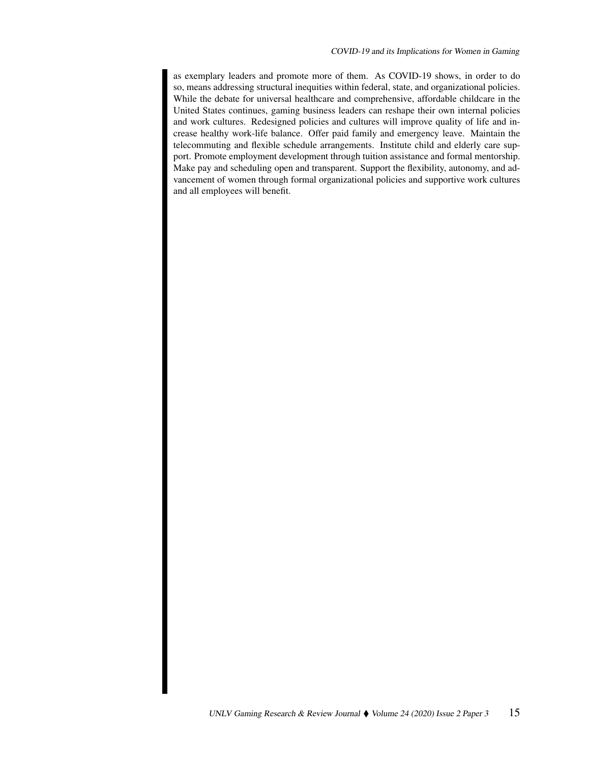as exemplary leaders and promote more of them. As COVID-19 shows, in order to do so, means addressing structural inequities within federal, state, and organizational policies. While the debate for universal healthcare and comprehensive, affordable childcare in the United States continues, gaming business leaders can reshape their own internal policies and work cultures. Redesigned policies and cultures will improve quality of life and increase healthy work-life balance. Offer paid family and emergency leave. Maintain the telecommuting and flexible schedule arrangements. Institute child and elderly care support. Promote employment development through tuition assistance and formal mentorship. Make pay and scheduling open and transparent. Support the flexibility, autonomy, and advancement of women through formal organizational policies and supportive work cultures and all employees will benefit.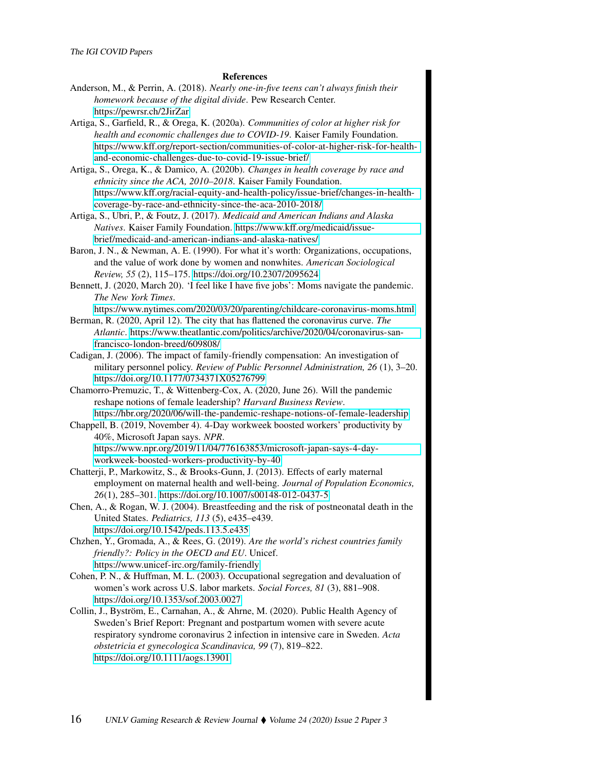## References

Anderson, M., & Perrin, A. (2018). *Nearly one-in-five teens can't always finish their homework because of the digital divide*. Pew Research Center. https://pewrsr.ch/2JirZar

Artiga, S., Garfield, R., & Orega, K. (2020a). *Communities of color at higher risk for health and economic challenges due to COVID-19*. Kaiser Family Foundation. https://www.kff.org/report-section/communities-of-color-at-higher-risk-for-health-and-economic-challenges-due-to-covid-19-issue-brief/

Artiga, S., Orega, K., & Damico, A. (2020b). *Changes in health coverage by race and ethnicity since the ACA, 2010–2018*. Kaiser Family Foundation. https://www.kff.org/racial-equity-and-health-policy/issue-brief/changes-in-health-coverage-by-race-and-ethnicity-since-the-aca-2010-2018/

Artiga, S., Ubri, P., & Foutz, J. (2017). *Medicaid and American Indians and Alaska Natives*. Kaiser Family Foundation. https://www.kff.org/medicaid/issue-brief/medicaid-and-american-indians-and-alaska-natives/

Baron, J. N., & Newman, A. E. (1990). For what it's worth: Organizations, occupations, and the value of work done by women and nonwhites. *American Sociological Review, 55* (2), 115–175. https://doi.org/10.2307/2095624

Bennett, J. (2020, March 20). 'I feel like I have five jobs': Moms navigate the pandemic. *The New York Times*. https://www.nytimes.com/2020/03/20/parenting/childcare-coronavirus-moms.html

Berman, R. (2020, April 12). The city that has flattened the coronavirus curve. *The Atlantic*. https://www.theatlantic.com/politics/archive/2020/04/coronavirus-san-francisco-london-breed/609808/

Cadigan, J. (2006). The impact of family-friendly compensation: An investigation of military personnel policy. *Review of Public Personnel Administration, 26* (1), 3–20. https://doi.org/10.1177/0734371X05276799

Chamorro-Premuzic, T., & Wittenberg-Cox, A. (2020, June 26). Will the pandemic reshape notions of female leadership? *Harvard Business Review*. https://hbr.org/2020/06/will-the-pandemic-reshape-notions-of-female-leadership

Chappell, B. (2019, November 4). 4-Day workweek boosted workers' productivity by 40%, Microsoft Japan says. *NPR*. https://www.npr.org/2019/11/04/776163853/microsoft-japan-says-4-day-workweek-boosted-workers-productivity-by-40

Chatterji, P., Markowitz, S., & Brooks-Gunn, J. (2013). Effects of early maternal employment on maternal health and well-being. *Journal of Population Economics, 26*(1), 285–301. https://doi.org/10.1007/s00148-012-0437-5

Chen, A., & Rogan, W. J. (2004). Breastfeeding and the risk of postneonatal death in the United States. *Pediatrics, 113* (5), e435–e439. https://doi.org/10.1542/peds.113.5.e435

Chzhen, Y., Gromada, A., & Rees, G. (2019). *Are the world's richest countries family friendly?: Policy in the OECD and EU*. Unicef. https://www.unicef-irc.org/family-friendly

Cohen, P. N., & Huffman, M. L. (2003). Occupational segregation and devaluation of women's work across U.S. labor markets. *Social Forces, 81* (3), 881–908. https://doi.org/10.1353/sof.2003.0027

Collin, J., Byström, E., Carnahan, A., & Ahrne, M. (2020). Public Health Agency of Sweden's Brief Report: Pregnant and postpartum women with severe acute respiratory syndrome coronavirus 2 infection in intensive care in Sweden. *Acta obstetricia et gynecologica Scandinavica, 99* (7), 819–822. https://doi.org/10.1111/aogs.13901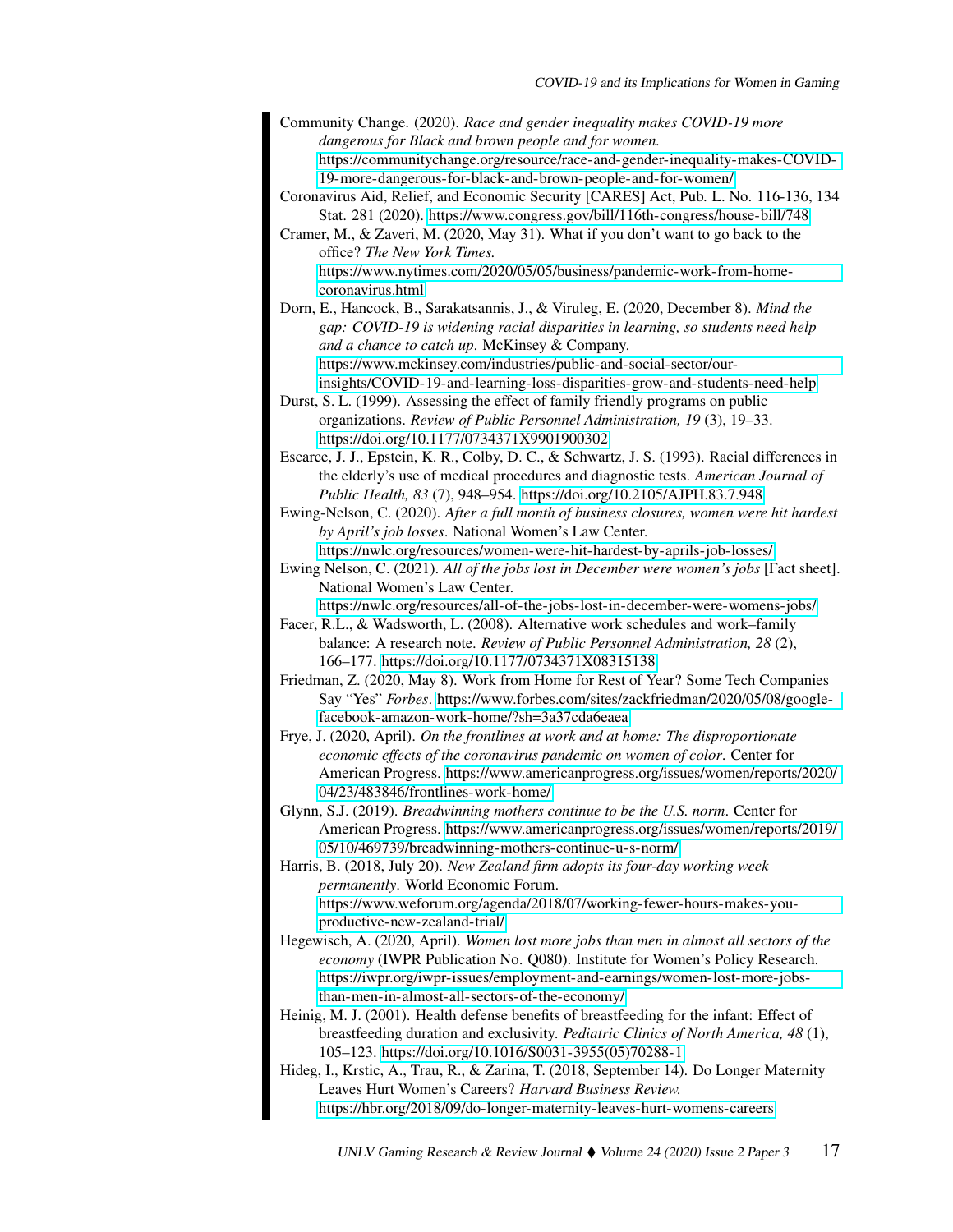Community Change. (2020). *Race and gender inequality makes COVID-19 more dangerous for Black and brown people and for women.* https://communitychange.org/resource/race-and-gender-inequality-makes-COVID-19-more-dangerous-for-black-and-brown-people-and-for-women/

Coronavirus Aid, Relief, and Economic Security [CARES] Act, Pub. L. No. 116-136, 134 Stat. 281 (2020). https://www.congress.gov/bill/116th-congress/house-bill/748

Cramer, M., & Zaveri, M. (2020, May 31). What if you don't want to go back to the office? *The New York Times.* https://www.nytimes.com/2020/05/05/business/pandemic-work-from-home-coronavirus.html

Dorn, E., Hancock, B., Sarakatsannis, J., & Viruleg, E. (2020, December 8). *Mind the gap: COVID-19 is widening racial disparities in learning, so students need help and a chance to catch up*. McKinsey & Company. https://www.mckinsey.com/industries/public-and-social-sector/our-insights/COVID-19-and-learning-loss-disparities-grow-and-students-need-help

Durst, S. L. (1999). Assessing the effect of family friendly programs on public organizations. *Review of Public Personnel Administration, 19* (3), 19–33. https://doi.org/10.1177/0734371X9901900302

Escarce, J. J., Epstein, K. R., Colby, D. C., & Schwartz, J. S. (1993). Racial differences in the elderly's use of medical procedures and diagnostic tests. *American Journal of Public Health, 83* (7), 948–954. https://doi.org/10.2105/AJPH.83.7.948

Ewing-Nelson, C. (2020). *After a full month of business closures, women were hit hardest by April's job losses*. National Women's Law Center. https://nwlc.org/resources/women-were-hit-hardest-by-aprils-job-losses/

Ewing Nelson, C. (2021). *All of the jobs lost in December were women's jobs* [Fact sheet]. National Women's Law Center. https://nwlc.org/resources/all-of-the-jobs-lost-in-december-were-womens-jobs/

Facer, R.L., & Wadsworth, L. (2008). Alternative work schedules and work–family balance: A research note. *Review of Public Personnel Administration, 28* (2), 166–177. https://doi.org/10.1177/0734371X08315138

Friedman, Z. (2020, May 8). Work from Home for Rest of Year? Some Tech Companies Say "Yes" *Forbes*. https://www.forbes.com/sites/zackfriedman/2020/05/08/google-facebook-amazon-work-home/?sh=3a37cda6eaea

Frye, J. (2020, April). *On the frontlines at work and at home: The disproportionate economic effects of the coronavirus pandemic on women of color*. Center for American Progress. https://www.americanprogress.org/issues/women/reports/2020/04/23/483846/frontlines-work-home/

Glynn, S.J. (2019). *Breadwinning mothers continue to be the U.S. norm*. Center for American Progress. https://www.americanprogress.org/issues/women/reports/2019/05/10/469739/breadwinning-mothers-continue-u-s-norm/

Harris, B. (2018, July 20). *New Zealand firm adopts its four-day working week permanently*. World Economic Forum. https://www.weforum.org/agenda/2018/07/working-fewer-hours-makes-you-productive-new-zealand-trial/

Hegewisch, A. (2020, April). *Women lost more jobs than men in almost all sectors of the economy* (IWPR Publication No. Q080). Institute for Women's Policy Research. https://iwpr.org/iwpr-issues/employment-and-earnings/women-lost-more-jobs-than-men-in-almost-all-sectors-of-the-economy/

Heinig, M. J. (2001). Health defense benefits of breastfeeding for the infant: Effect of breastfeeding duration and exclusivity. *Pediatric Clinics of North America, 48* (1), 105–123. https://doi.org/10.1016/S0031-3955(05)70288-1

Hideg, I., Krstic, A., Trau, R., & Zarina, T. (2018, September 14). Do Longer Maternity Leaves Hurt Women's Careers? *Harvard Business Review.* https://hbr.org/2018/09/do-longer-maternity-leaves-hurt-womens-careers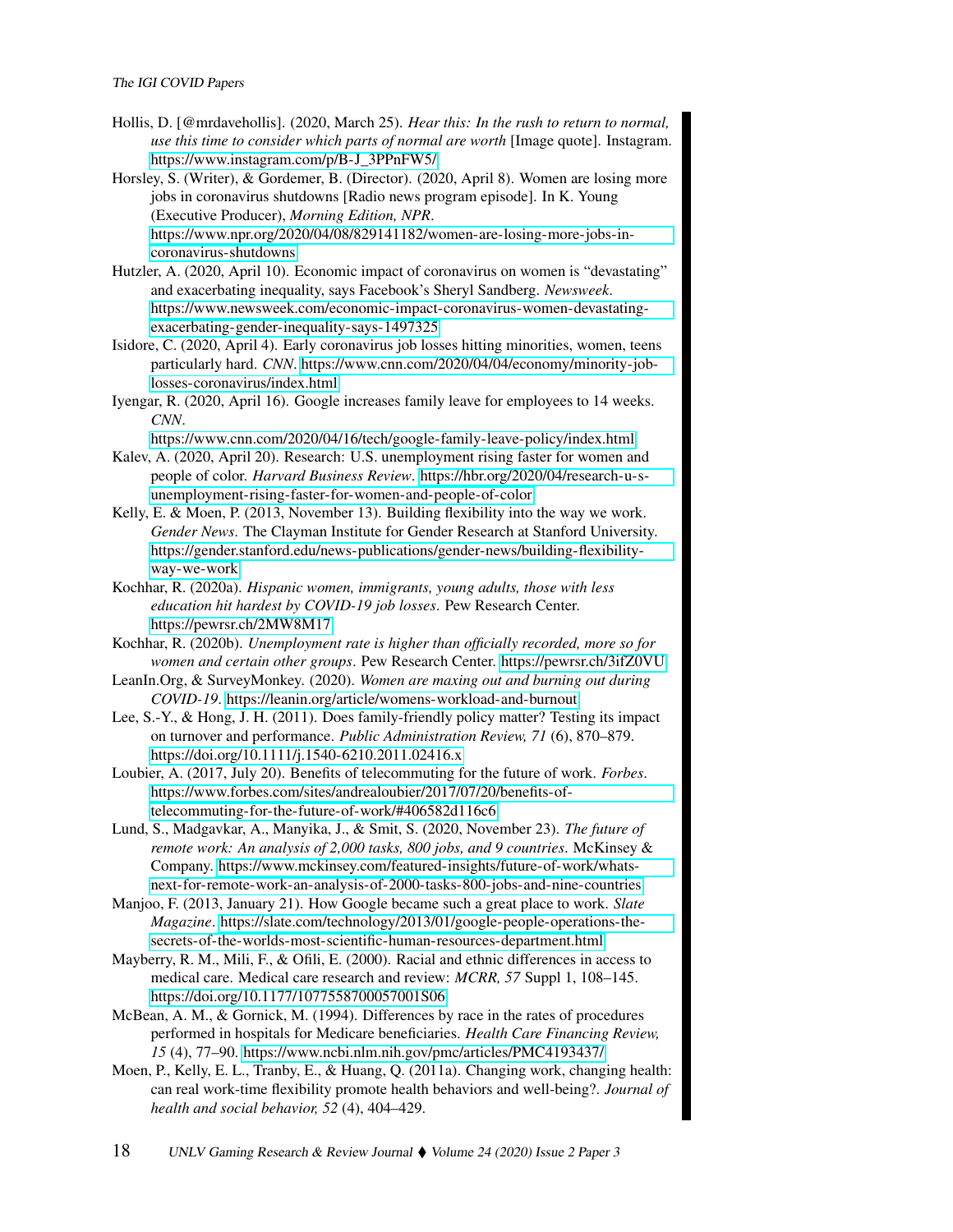Hollis, D. [@mrdavehollis]. (2020, March 25). *Hear this: In the rush to return to normal, use this time to consider which parts of normal are worth* [Image quote]. Instagram. https://www.instagram.com/p/B-J_3PPnFW5/

Horsley, S. (Writer), & Gordemer, B. (Director). (2020, April 8). Women are losing more jobs in coronavirus shutdowns [Radio news program episode]. In K. Young (Executive Producer), *Morning Edition, NPR*. https://www.npr.org/2020/04/08/829141182/women-are-losing-more-jobs-in-coronavirus-shutdowns

Hutzler, A. (2020, April 10). Economic impact of coronavirus on women is "devastating" and exacerbating inequality, says Facebook's Sheryl Sandberg. *Newsweek*. https://www.newsweek.com/economic-impact-coronavirus-women-devastating-exacerbating-gender-inequality-says-1497325

Isidore, C. (2020, April 4). Early coronavirus job losses hitting minorities, women, teens particularly hard. *CNN*. https://www.cnn.com/2020/04/04/economy/minority-job-losses-coronavirus/index.html

Iyengar, R. (2020, April 16). Google increases family leave for employees to 14 weeks. *CNN*. https://www.cnn.com/2020/04/16/tech/google-family-leave-policy/index.html

Kalev, A. (2020, April 20). Research: U.S. unemployment rising faster for women and people of color. *Harvard Business Review*. https://hbr.org/2020/04/research-u-s-unemployment-rising-faster-for-women-and-people-of-color

Kelly, E. & Moen, P. (2013, November 13). Building flexibility into the way we work. *Gender News*. The Clayman Institute for Gender Research at Stanford University. https://gender.stanford.edu/news-publications/gender-news/building-flexibility-way-we-work

Kochhar, R. (2020a). *Hispanic women, immigrants, young adults, those with less education hit hardest by COVID-19 job losses*. Pew Research Center. https://pewrsr.ch/2MW8M17

Kochhar, R. (2020b). *Unemployment rate is higher than officially recorded, more so for women and certain other groups*. Pew Research Center. https://pewrsr.ch/3ifZ0VU

LeanIn.Org, & SurveyMonkey. (2020). *Women are maxing out and burning out during COVID-19*. https://leanin.org/article/womens-workload-and-burnout

Lee, S.-Y., & Hong, J. H. (2011). Does family-friendly policy matter? Testing its impact on turnover and performance. *Public Administration Review, 71* (6), 870–879. https://doi.org/10.1111/j.1540-6210.2011.02416.x

Loubier, A. (2017, July 20). Benefits of telecommuting for the future of work. *Forbes*. https://www.forbes.com/sites/andrealoubier/2017/07/20/benefits-of-telecommuting-for-the-future-of-work/#406582d116c6

Lund, S., Madgavkar, A., Manyika, J., & Smit, S. (2020, November 23). *The future of remote work: An analysis of 2,000 tasks, 800 jobs, and 9 countries*. McKinsey & Company. https://www.mckinsey.com/featured-insights/future-of-work/whats-next-for-remote-work-an-analysis-of-2000-tasks-800-jobs-and-nine-countries

Manjoo, F. (2013, January 21). How Google became such a great place to work. *Slate Magazine*. https://slate.com/technology/2013/01/google-people-operations-the-secrets-of-the-worlds-most-scientific-human-resources-department.html

Mayberry, R. M., Mili, F., & Ofili, E. (2000). Racial and ethnic differences in access to medical care. Medical care research and review: *MCRR, 57* Suppl 1, 108–145. https://doi.org/10.1177/1077558700057001S06

McBean, A. M., & Gornick, M. (1994). Differences by race in the rates of procedures performed in hospitals for Medicare beneficiaries. *Health Care Financing Review, 15* (4), 77–90. https://www.ncbi.nlm.nih.gov/pmc/articles/PMC4193437/

Moen, P., Kelly, E. L., Tranby, E., & Huang, Q. (2011a). Changing work, changing health: can real work-time flexibility promote health behaviors and well-being?. *Journal of health and social behavior, 52* (4), 404–429.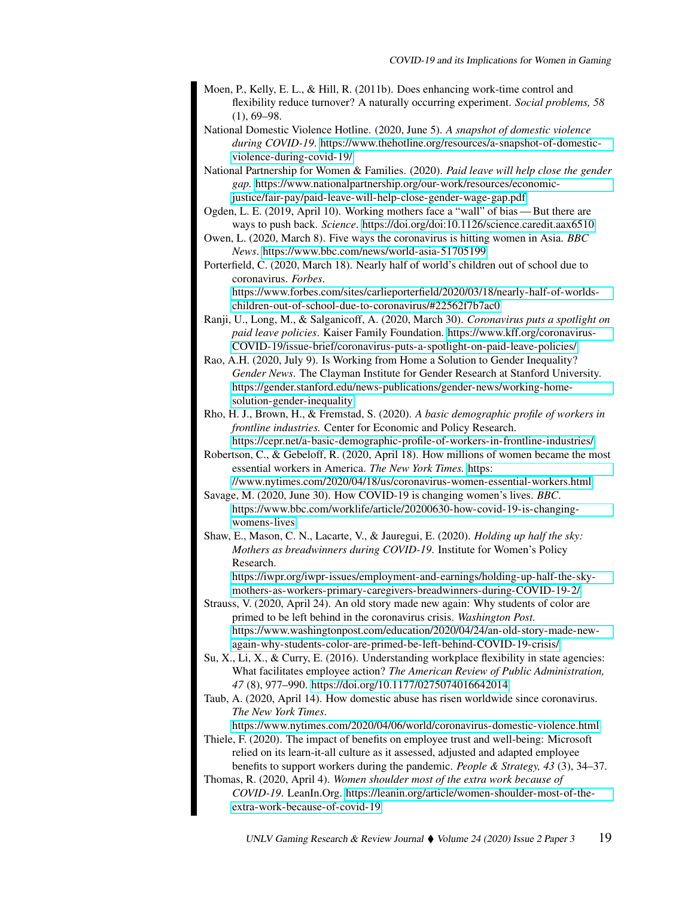Moen, P., Kelly, E. L., & Hill, R. (2011b). Does enhancing work-time control and flexibility reduce turnover? A naturally occurring experiment. *Social problems, 58* (1), 69–98.

National Domestic Violence Hotline. (2020, June 5). *A snapshot of domestic violence during COVID-19*. https://www.thehotline.org/resources/a-snapshot-of-domestic-violence-during-covid-19/

National Partnership for Women & Families. (2020). *Paid leave will help close the gender gap.* https://www.nationalpartnership.org/our-work/resources/economic-justice/fair-pay/paid-leave-will-help-close-gender-wage-gap.pdf

Ogden, L. E. (2019, April 10). Working mothers face a "wall" of bias — But there are ways to push back. *Science*. https://doi.org/doi:10.1126/science.caredit.aax6510

Owen, L. (2020, March 8). Five ways the coronavirus is hitting women in Asia. *BBC News*. https://www.bbc.com/news/world-asia-51705199

Porterfield, C. (2020, March 18). Nearly half of world's children out of school due to coronavirus. *Forbes*. https://www.forbes.com/sites/carlieporterfield/2020/03/18/nearly-half-of-worlds-children-out-of-school-due-to-coronavirus/#22562f7b7ac0

Ranji, U., Long, M., & Salganicoff, A. (2020, March 30). *Coronavirus puts a spotlight on paid leave policies*. Kaiser Family Foundation. https://www.kff.org/coronavirus-COVID-19/issue-brief/coronavirus-puts-a-spotlight-on-paid-leave-policies/

Rao, A.H. (2020, July 9). Is Working from Home a Solution to Gender Inequality? *Gender News*. The Clayman Institute for Gender Research at Stanford University. https://gender.stanford.edu/news-publications/gender-news/working-home-solution-gender-inequality

Rho, H. J., Brown, H., & Fremstad, S. (2020). *A basic demographic profile of workers in frontline industries.* Center for Economic and Policy Research. https://cepr.net/a-basic-demographic-profile-of-workers-in-frontline-industries/

Robertson, C., & Gebeloff, R. (2020, April 18). How millions of women became the most essential workers in America. *The New York Times.* https://www.nytimes.com/2020/04/18/us/coronavirus-women-essential-workers.html

Savage, M. (2020, June 30). How COVID-19 is changing women's lives. *BBC*. https://www.bbc.com/worklife/article/20200630-how-covid-19-is-changing-womens-lives

Shaw, E., Mason, C. N., Lacarte, V., & Jauregui, E. (2020). *Holding up half the sky: Mothers as breadwinners during COVID-19.* Institute for Women's Policy Research. https://iwpr.org/iwpr-issues/employment-and-earnings/holding-up-half-the-sky-mothers-as-workers-primary-caregivers-breadwinners-during-COVID-19-2/

Strauss, V. (2020, April 24). An old story made new again: Why students of color are primed to be left behind in the coronavirus crisis. *Washington Post.* https://www.washingtonpost.com/education/2020/04/24/an-old-story-made-new-again-why-students-color-are-primed-be-left-behind-COVID-19-crisis/

Su, X., Li, X., & Curry, E. (2016). Understanding workplace flexibility in state agencies: What facilitates employee action? *The American Review of Public Administration, 47* (8), 977–990. https://doi.org/10.1177/0275074016642014

Taub, A. (2020, April 14). How domestic abuse has risen worldwide since coronavirus. *The New York Times*. https://www.nytimes.com/2020/04/06/world/coronavirus-domestic-violence.html

Thiele, F. (2020). The impact of benefits on employee trust and well-being: Microsoft relied on its learn-it-all culture as it assessed, adjusted and adapted employee benefits to support workers during the pandemic. *People & Strategy, 43* (3), 34–37.

Thomas, R. (2020, April 4). *Women shoulder most of the extra work because of COVID-19*. LeanIn.Org. https://leanin.org/article/women-shoulder-most-of-the-extra-work-because-of-covid-19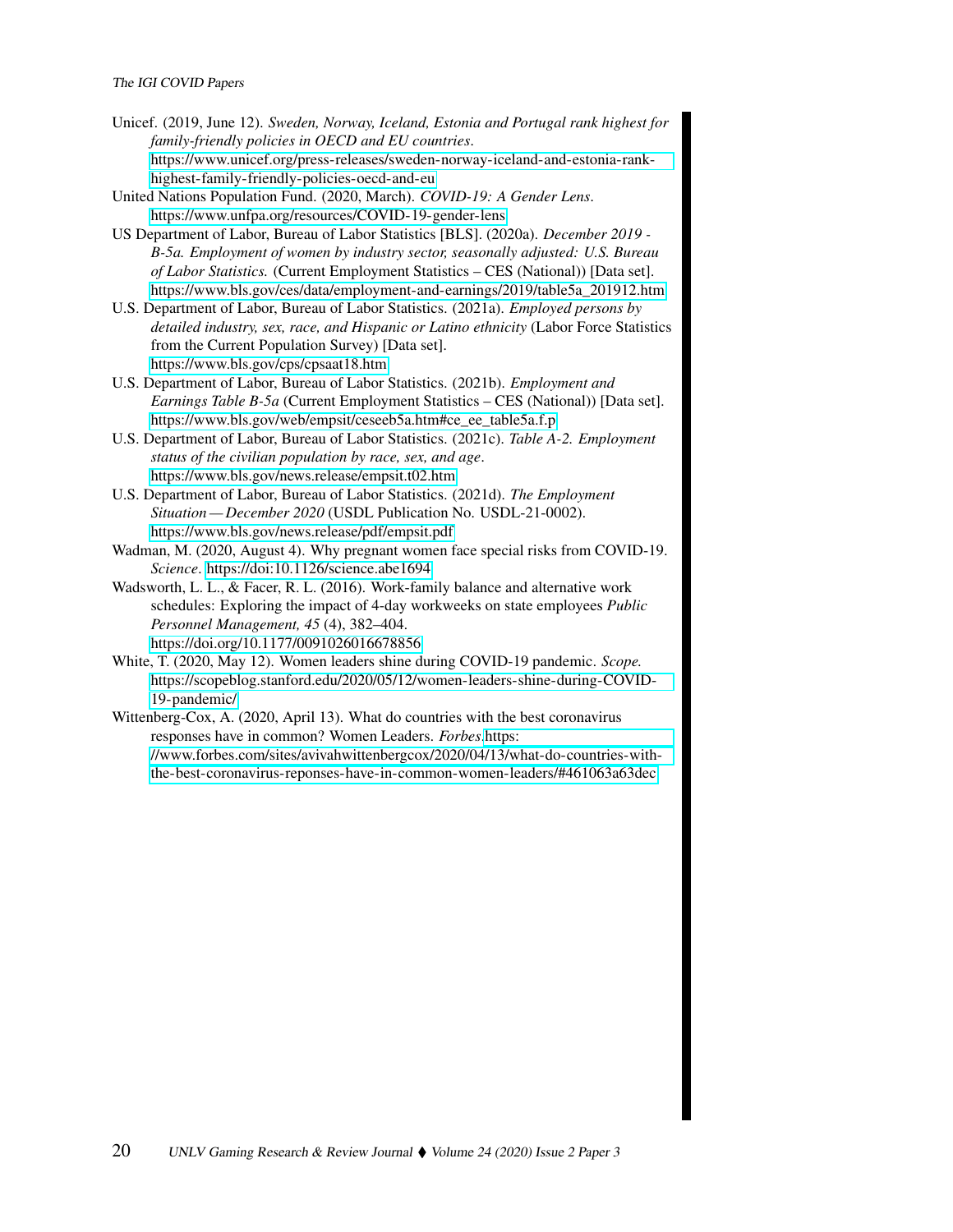Unicef. (2019, June 12). *Sweden, Norway, Iceland, Estonia and Portugal rank highest for family-friendly policies in OECD and EU countries*. https://www.unicef.org/press-releases/sweden-norway-iceland-and-estonia-rank-highest-family-friendly-policies-oecd-and-eu

United Nations Population Fund. (2020, March). *COVID-19: A Gender Lens*. https://www.unfpa.org/resources/COVID-19-gender-lens

US Department of Labor, Bureau of Labor Statistics [BLS]. (2020a). *December 2019 - B-5a. Employment of women by industry sector, seasonally adjusted: U.S. Bureau of Labor Statistics.* (Current Employment Statistics – CES (National)) [Data set]. https://www.bls.gov/ces/data/employment-and-earnings/2019/table5a_201912.htm

U.S. Department of Labor, Bureau of Labor Statistics. (2021a). *Employed persons by detailed industry, sex, race, and Hispanic or Latino ethnicity* (Labor Force Statistics from the Current Population Survey) [Data set]. https://www.bls.gov/cps/cpsaat18.htm

U.S. Department of Labor, Bureau of Labor Statistics. (2021b). *Employment and Earnings Table B-5a* (Current Employment Statistics – CES (National)) [Data set]. https://www.bls.gov/web/empsit/ceseeb5a.htm#ce_ee_table5a.f.p

U.S. Department of Labor, Bureau of Labor Statistics. (2021c). *Table A-2. Employment status of the civilian population by race, sex, and age*. https://www.bls.gov/news.release/empsit.t02.htm

U.S. Department of Labor, Bureau of Labor Statistics. (2021d). *The Employment Situation — December 2020* (USDL Publication No. USDL-21-0002). https://www.bls.gov/news.release/pdf/empsit.pdf

Wadman, M. (2020, August 4). Why pregnant women face special risks from COVID-19. *Science*. https://doi:10.1126/science.abe1694

Wadsworth, L. L., & Facer, R. L. (2016). Work-family balance and alternative work schedules: Exploring the impact of 4-day workweeks on state employees *Public Personnel Management, 45* (4), 382–404. https://doi.org/10.1177/0091026016678856

White, T. (2020, May 12). Women leaders shine during COVID-19 pandemic. *Scope.* https://scopeblog.stanford.edu/2020/05/12/women-leaders-shine-during-COVID-19-pandemic/

Wittenberg-Cox, A. (2020, April 13). What do countries with the best coronavirus responses have in common? Women Leaders. *Forbes*.https://www.forbes.com/sites/avivahwittenbergcox/2020/04/13/what-do-countries-with-the-best-coronavirus-reponses-have-in-common-women-leaders/#461063a63dec